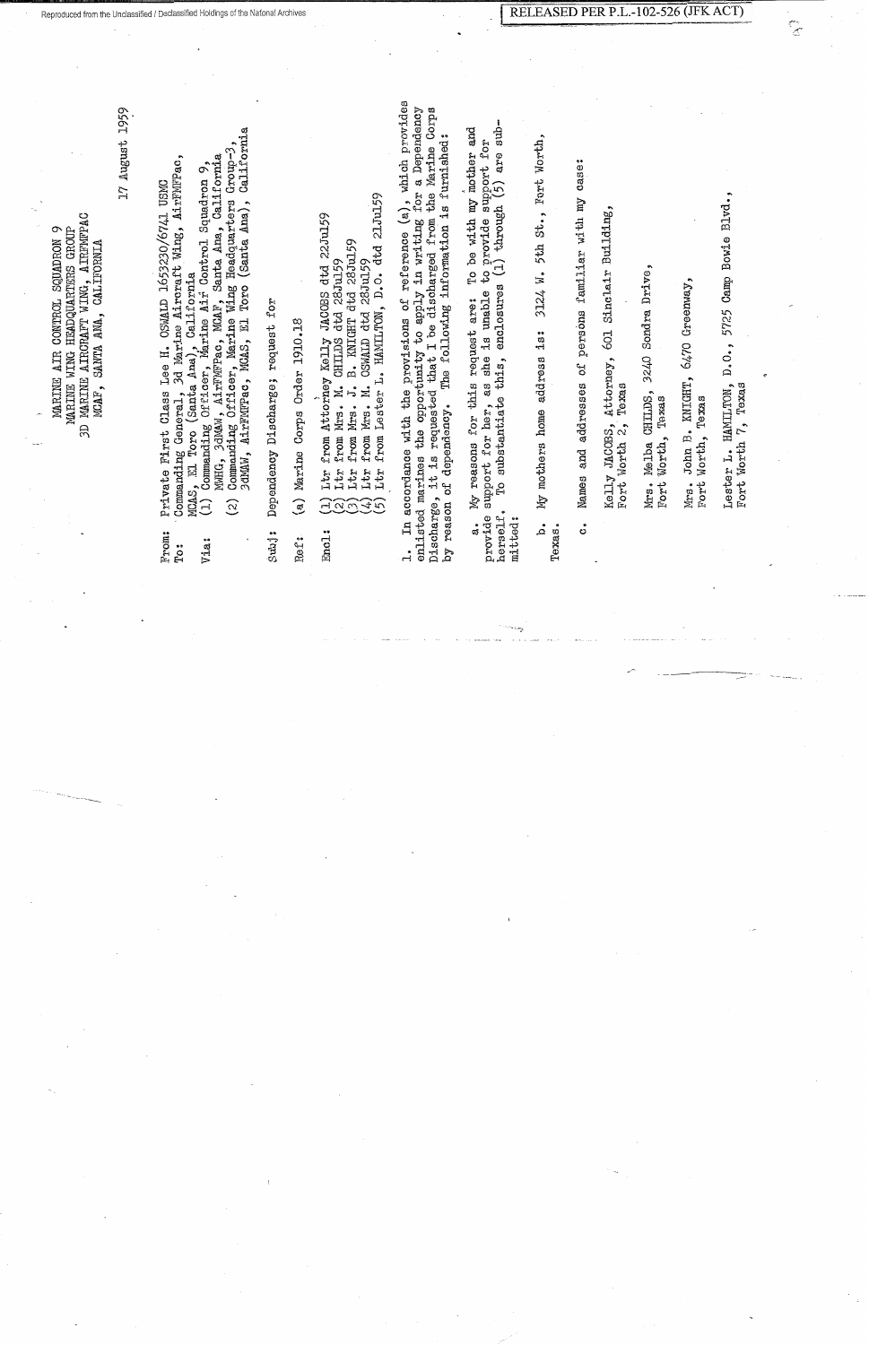MARINE AIR CONTROL SQUADRON 9
MARINE WING HEADQUARTERS GROUP
3D MARINE AIRCRAFT WING, AIRFMFPAC
MCAF, SANTA ANA, CALIFORNIA

17 August 1959

From: Private First Class Lee H. OSWALD 1653230/6741 USMC
To: Commanding General, 3d Marine Aircraft Wing, AirFMFPac, MCAS, El Toro (Santa Ana), California
Via: (1) Commanding Officer, Marine Air Control Squadron 9, MWHG, 3dMAW, AirFMFPac, MCAF, Santa Ana, California
(2) Commanding Officer, Marine Wing Headquarters Group-3, 3dMAW, AirFMFPac, MCAS, El Toro (Santa Ana), California

Subj: Dependency Discharge; request for

Ref: (a) Marine Corps Order 1910.18

Encl: (1) Ltr from Attorney Kelly JACOBS dtd 22Jul59
(2) Ltr from Mrs. M. CHILDS dtd 28Jul59
(3) Ltr from Mrs. J. B. KNIGHT dtd 28Jul59
(4) Ltr from Mrs. M. OSWALD dtd 28Jul59
(5) Ltr from Lester L. HAMILTON, D.O. dtd 21Jul59

1. In accordance with the provisions of reference (a), which provides enlisted marines the opportunity to apply in writing for a Dependency Discharge, it is requested that I be discharged from the Marine Corps by reason of dependency. The following information is furnished:

a. My reasons for this request are: To be with my mother and provide support for her, as she is unable to provide support for herself. To substantiate this, enclosures (1) through (5) are submitted:

b. My mothers home address is: 3124 W. 5th St., Fort Worth, Texas.

c. Names and addresses of persons familiar with my case:

Kelly JACOBS, Attorney, 601 Sinclair Building,
Fort Worth 2, Texas

Mrs. Melba CHILDS, 3240 Sondra Drive,
Fort Worth, Texas

Mrs. John B. KNIGHT, 6470 Greenway,
Fort Worth, Texas

Lester L. HAMILTON, D.O., 5725 Camp Bowie Blvd.,
Fort Worth 7, Texas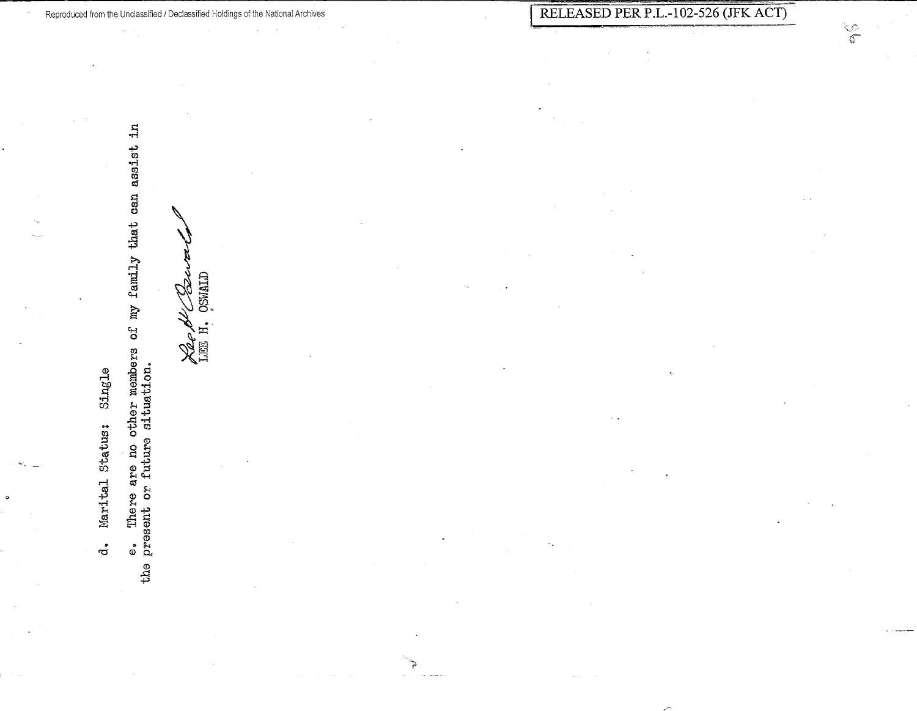d. Marital Status: Single

e. There are no other members of my family that can assist in the present or future situation.

Lee H Oswald
LEE H. OSWALD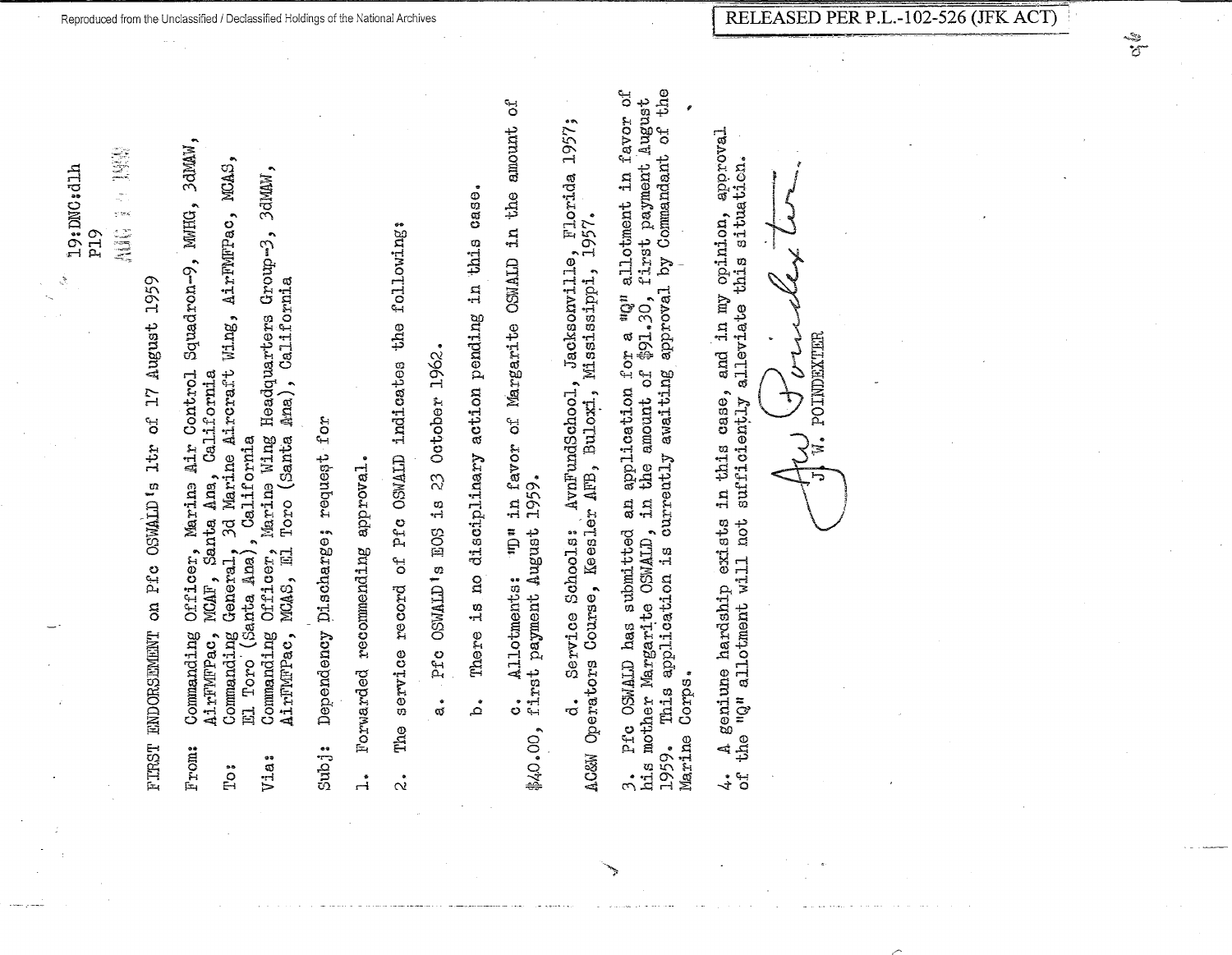19:DNC:dlh
P19
AUG 1959

FIRST ENDORSEMENT on Pfc OSWALD's ltr of 17 August 1959

From: Commanding Officer, Marine Air Control Squadron-9, MWHG, 3dMAW, AirFMFPac, MCAF, Santa Ana, California
To: Commanding General, 3d Marine Aircraft Wing, AirFMFPac, MCAS, El Toro (Santa Ana), California
Via: Commanding Officer, Marine Wing Headquarters Group-3, 3dMAW, AirFMFPac, MCAS, El Toro (Santa Ana), California

Subj: Dependency Discharge; request for

1. Forwarded recommending approval.

2. The service record of Pfc OSWALD indicates the following:

a. Pfc OSWALD's EOS is 23 October 1962.

b. There is no disciplinary action pending in this case.

c. Allotments: "D" in favor of Margarite OSWALD in the amount of $40.00, first payment August 1959.

d. Service Schools: AvnFundSchool, Jacksonville, Florida 1957; AC&W Operators Course, Keesler AFB, Buloxi, Mississippi, 1957.

3. Pfc OSWALD has submitted an application for a "Q" allotment in favor of his mother Margarite OSWALD, in the amount of $91.30, first payment August 1959. This application is currently awaiting approval by Commandant of the Marine Corps.

4. A geniune hardship exists in this case, and in my opinion, approval of the "Q" allotment will not sufficiently alleviate this situation.

J. W. Poindexter
J. W. POINDEXTER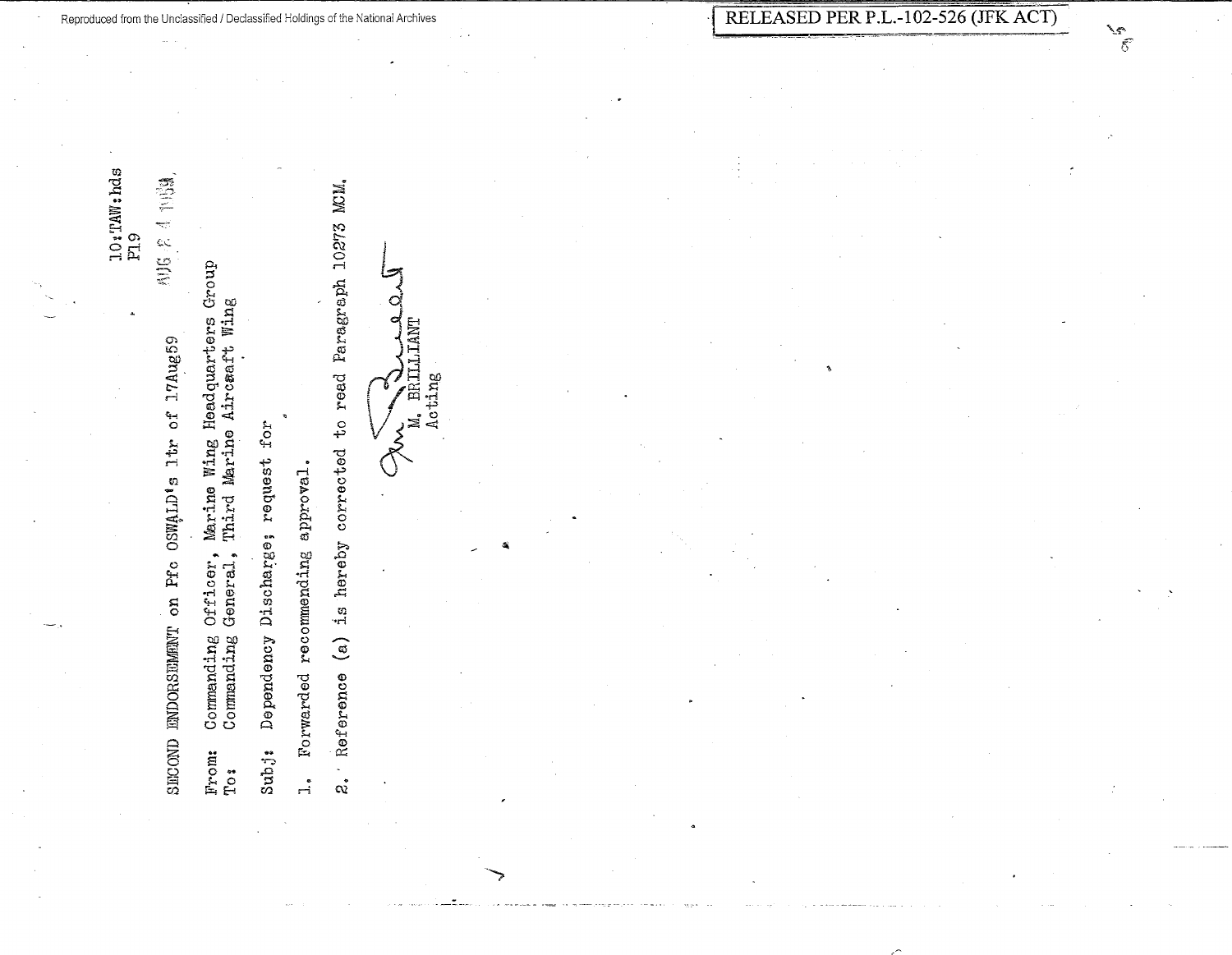10:TAW:hds
P19

AUG 24 1959

SECOND ENDORSEMENT on Pfc OSWALD's ltr of 17Aug59

From: Commanding Officer, Marine Wing Headquarters Group
To: Commanding General, Third Marine Aircraft Wing

Subj: Dependency Discharge; request for

1. Forwarded recommending approval.

2. Reference (a) is hereby corrected to read Paragraph 10273 MCM.

M. BRILLIANT
Acting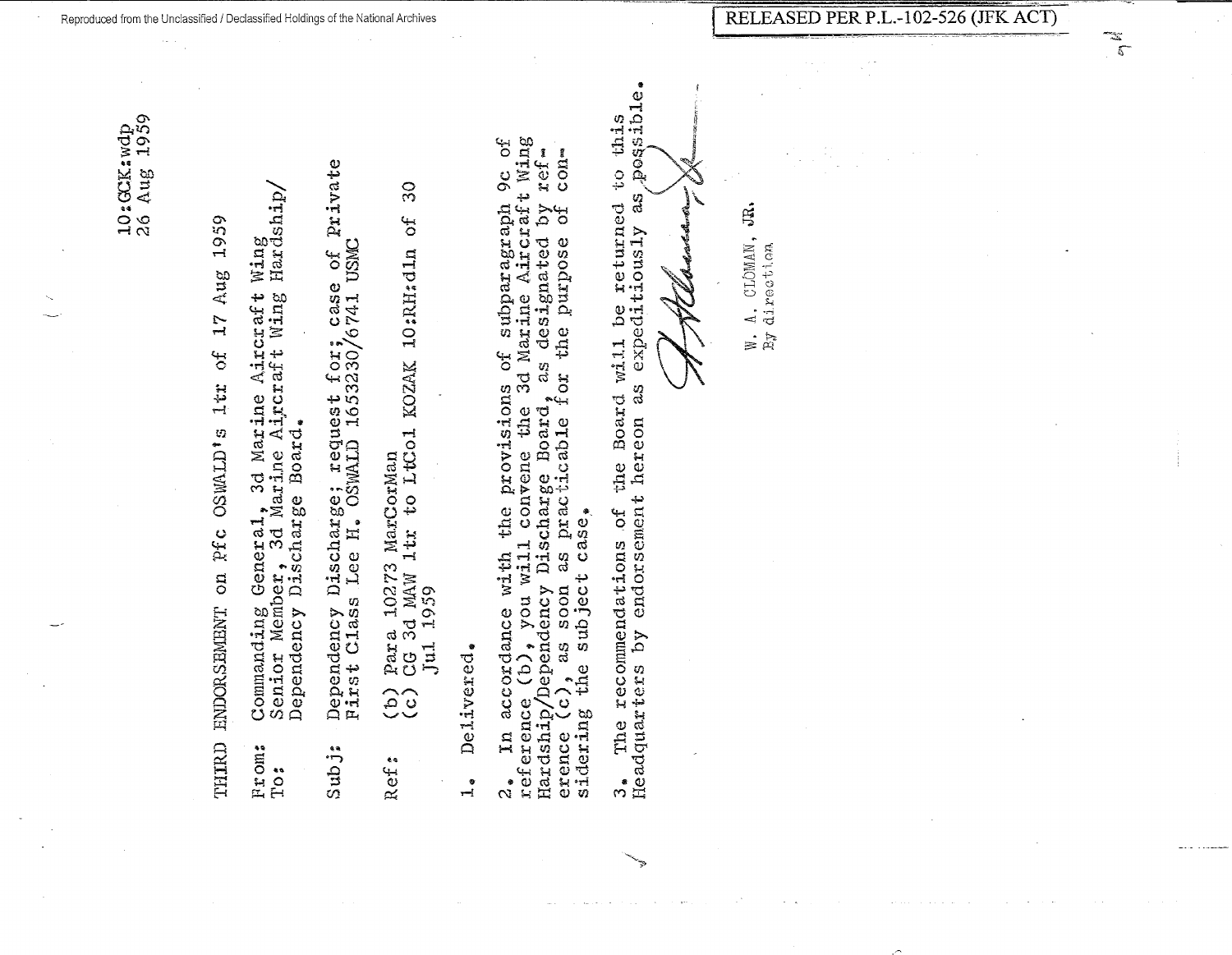10:GCK:wdp
26 Aug 1959

THIRD ENDORSEMENT on Pfc OSWALD's ltr of 17 Aug 1959

From: Commanding General, 3d Marine Aircraft Wing
To: Senior Member, 3d Marine Aircraft Wing Hardship/Dependency Discharge Board.

Subj: Dependency Discharge; request for, case of Private First Class Lee H. OSWALD 1653230/6741 USMC

Ref: (b) Para 10273 MarCorMan
(c) CG 3d MAW ltr to LtCol KOZAK 10:RH:dln of 30 Jul 1959

1. Delivered.

2. In accordance with the provisions of subparagraph 9c of reference (b), you will convene the 3d Marine Aircraft Wing Hardship/Dependency Discharge Board, as designated by reference (c), as soon as practicable for the purpose of considering the subject case.

3. The recommendations of the Board will be returned to this Headquarters by endorsement hereon as expeditiously as possible.

W. A. CLOMAN, JR.
By direction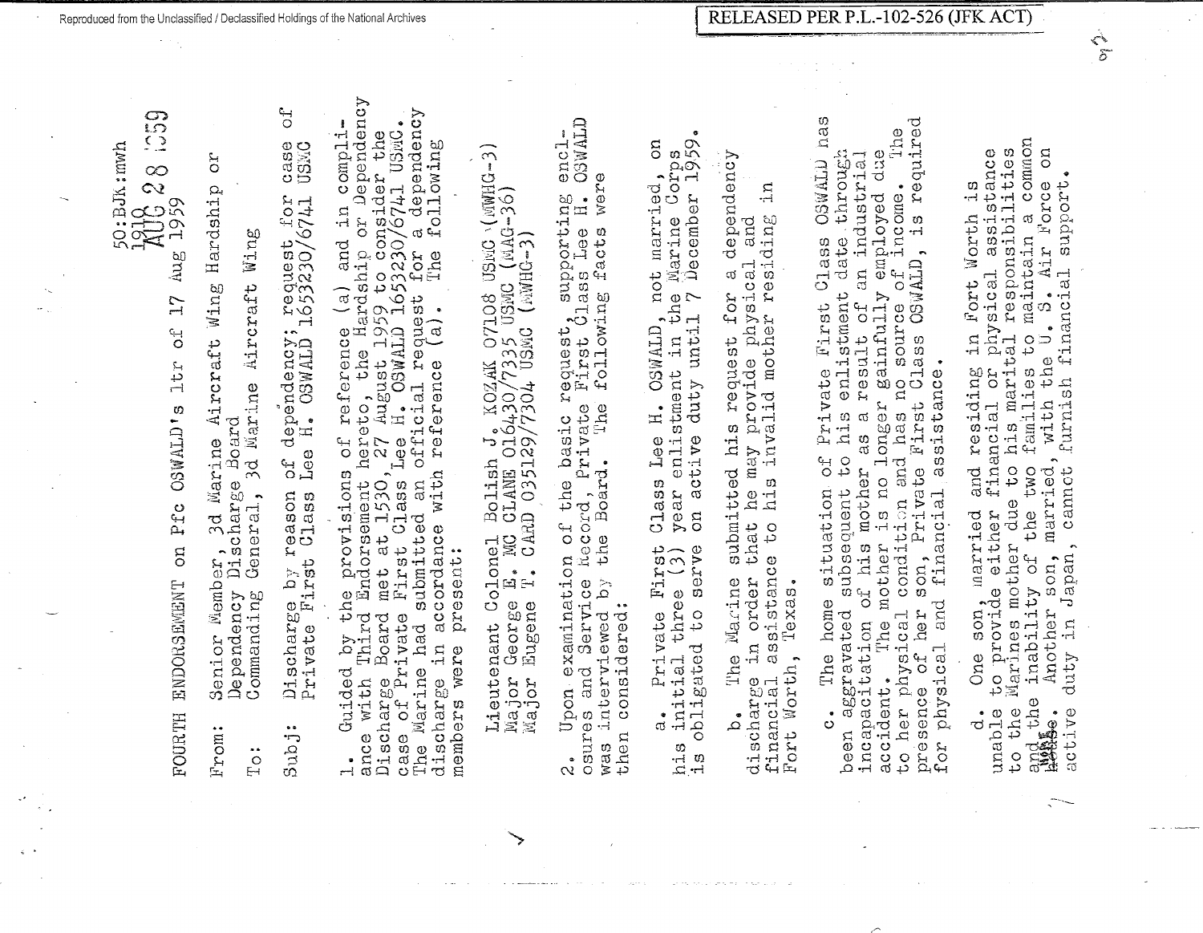50:BJK:mwh
1910
AUG 28 1959

FOURTH ENDORSEMENT on Pfc OSWALD's ltr of 17 Aug 1959

From: Senior Member, 3d Marine Aircraft Wing Hardship or Dependency Discharge Board
To: Commanding General, 3d Marine Aircraft Wing

Subj: Discharge by reason of dependency; request for case of Private First Class Lee H. OSWALD 1653230/6741 USMC

1. Guided by the provisions of reference (a) and in compliance with Third Endorsement hereto, the Hardship or Dependency Discharge Board met at 1530, 27 August 1959 to consider the case of Private First Class Lee H. OSWALD 1653230/6741 USMC. The Marine had submitted an official request for a dependency discharge in accordance with reference (a). The following members were present:

Lieutenant Colonel Bolish J. KOZAK 07108 USMC (MWHG-3)
Major George E. MC CLANE 016430/7335 USMC (MAG-36)
Major Eugene T. CARD 035129/7304 USMC (MWHG-3)

2. Upon examination of the basic request, supporting enclosures and Service Record, Private First Class Lee H. OSWALD was interviewed by the Board. The following facts were then considered:

a. Private First Class Lee H. OSWALD, not married, on his initial three (3) year enlistment in the Marine Corps is obligated to serve on active duty until 7 December 1959.

b. The Marine submitted his request for a dependency discharge in order that he may provide physical and financial assistance to his invalid mother residing in Fort Worth, Texas.

c. The home situation of Private First Class OSWALD has been aggravated subsequent to his enlistment date through incapacitation of his mother as a result of an industrial accident. The mother is no longer gainfully employed due to her physical condition and has no source of income. The presence of her son, Private First Class OSWALD, is required for physical and financial assistance.

d. One son, married and residing in Fort Worth is unable to provide either financial or physical assistance to the Marines mother due to his marital responsibilities and the inability of the two families to maintain a common house. Another son, married, with the U. S. Air Force on active duty in Japan, cannot furnish financial support.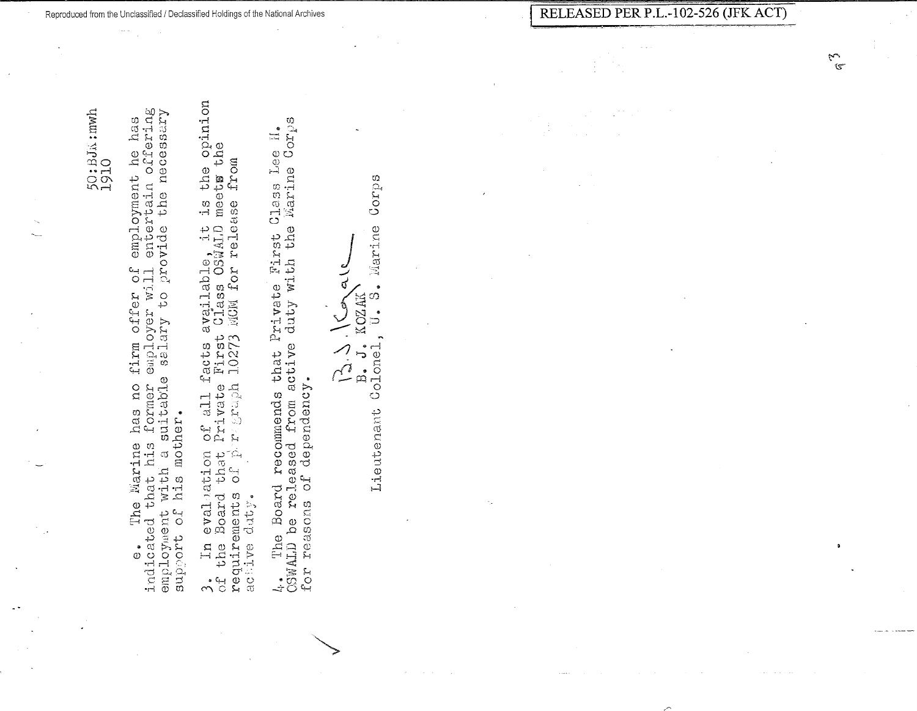50:BJK:mwh
1910

e. The Marine has no firm offer of employment he has indicated that his former employer will entertain offering employment with a suitable salary to provide the necessary support of his mother.

3. In evaluation of all facts available, it is the opinion of the Board that Private First Class OSWALD meets the requirements of paragraph 10273 MCM for release from active duty.

4. The Board recommends that Private First Class Lee H. OSWALD be released from active duty with the Marine Corps for reasons of dependency.

B. J. KOZAK
Lieutenant Colonel, U. S. Marine Corps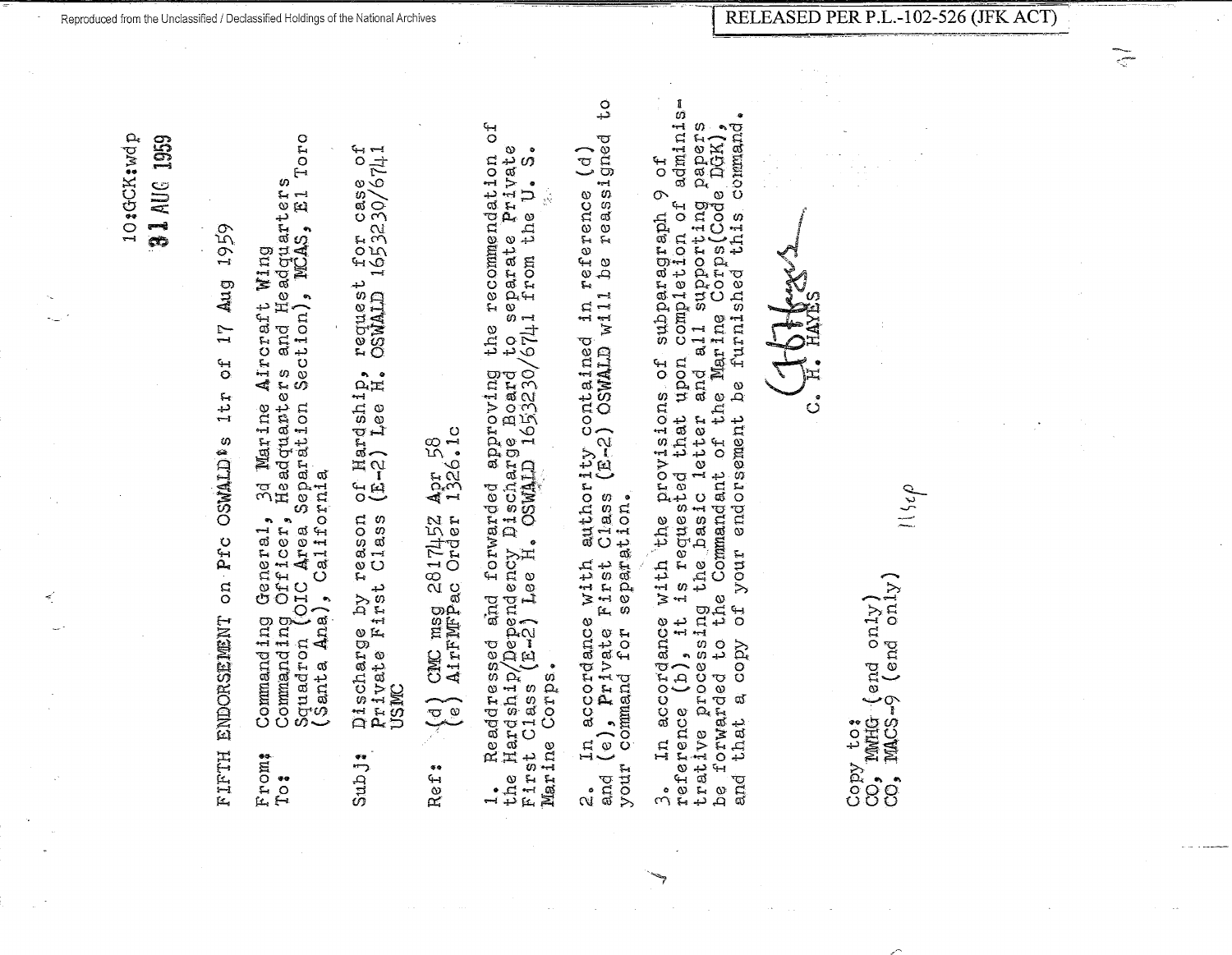10:GCK:wdp
31 AUG 1959

FIFTH ENDORSEMENT on Pfc OSWALD's ltr of 17 Aug 1959

From: Commanding General, 3d Marine Aircraft Wing
To: Commanding Officer, Headquarters and Headquarters Squadron (OIC Area Separation Section), MCAS, El Toro (Santa Ana), California

Subj: Discharge by reason of Hardship, request for case of Private First Class (E-2) Lee H. OSWALD 1653230/6741 USMC

Ref: (d) CMC msg 281745Z Apr 58
(e) AirFMFPac Order 1326.1c

1. Readdressed and forwarded approving the recommendation of the Hardship/Dependency Discharge Board to separate Private First Class (E-2) Lee H. OSWALD 1653230/6741 from the U. S. Marine Corps.

2. In accordance with authority contained in reference (d) and (e), Private First Class (E-2) OSWALD will be reassigned to your command for separation.

3. In accordance with the provisions of subparagraph 9 of reference (b), it is requested that upon completion of administrative processing the basic letter and all supporting papers be forwarded to the Commandant of the Marine Corps (Code DGK), and that a copy of your endorsement be furnished this command.

C. H. HAYES

Copy to:
CO, MWHG (end only)
CO, MACS-9 (end only)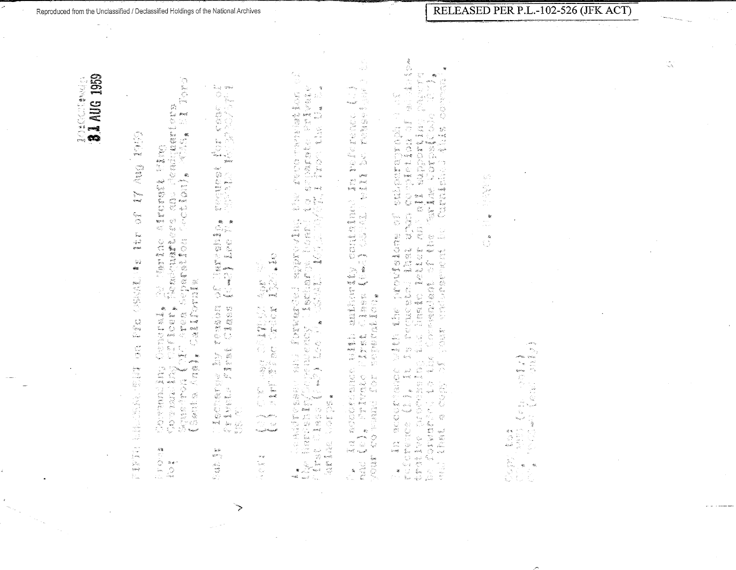31 AUG 1959

FIRST ENDORSEMENT on the OSWALD's ltr of 17 Aug 1959

From: Commanding General, 3d Marine Aircraft Wing
To: Commanding Officer, Headquarters and Headquarters Squadron, Separation Section, Santa Ana, California

Subj: Discharge by reason of hardship, request for case of Private First Class (L-) Lee H. OSWALD

Ref: (a) ...
(b) ... Order 1900.16

1. Readdressed and forwarded approving the recommendation of the Hardship/Dependency Discharge Board to separate Private First Class (L-) Lee H. OSWALD from the U. S. Marine Corps.

2. In accordance with authority contained in reference (b), Private First Class (L-) OSWALD will be released to your command for separation.

3. In accordance with the provisions of subparagraph ... of reference (b) it is requested that upon completion of administrative processing the basic letter and all supporting papers be forwarded to the Commandant of the Marine Corps and that a copy of your endorsement be furnished this command.

C. H. ...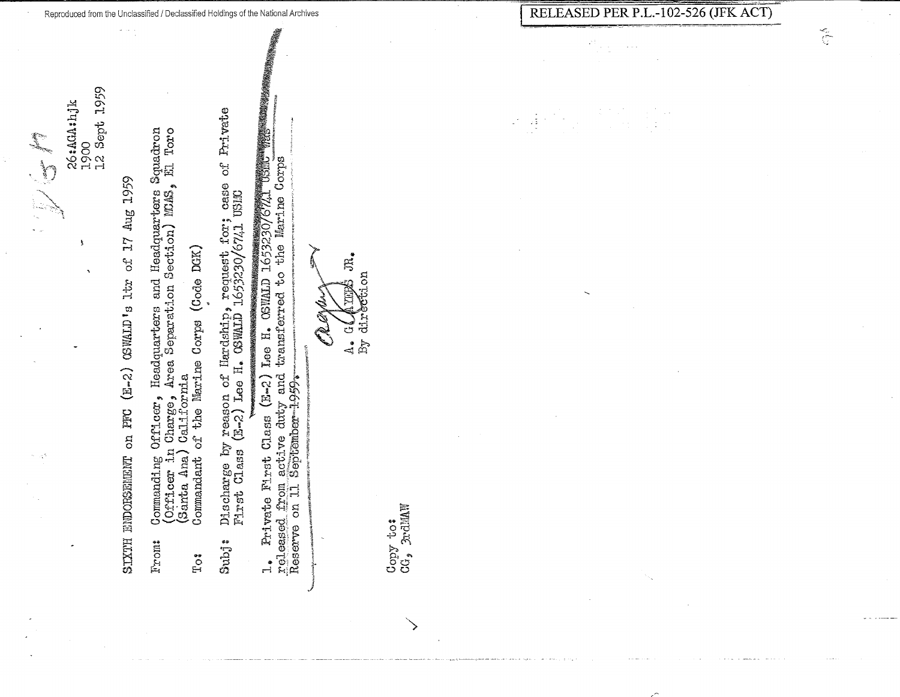26:AGA:hjk
1900
12 Sept 1959

SIXTH ENDORSEMENT on PFC (E-2) OSWALD's ltr of 17 Aug 1959

From: Commanding Officer, Headquarters and Headquarters Squadron (Officer in Charge, Area Separation Section) MCAS, El Toro (Santa Ana) California

To: Commandant of the Marine Corps (Code DGK)

Subj: Discharge by reason of Hardship, request for; case of Private First Class (E-2) Lee H. OSWALD 1653230/6741 USMC

1. Private First Class (E-2) Lee H. OSWALD 1653230/6741 USMC was released from active duty and transferred to the Marine Corps Reserve on 11 September 1959.

A. G. AYERS JR.
By direction

Copy to:
CG, 3rdMAW